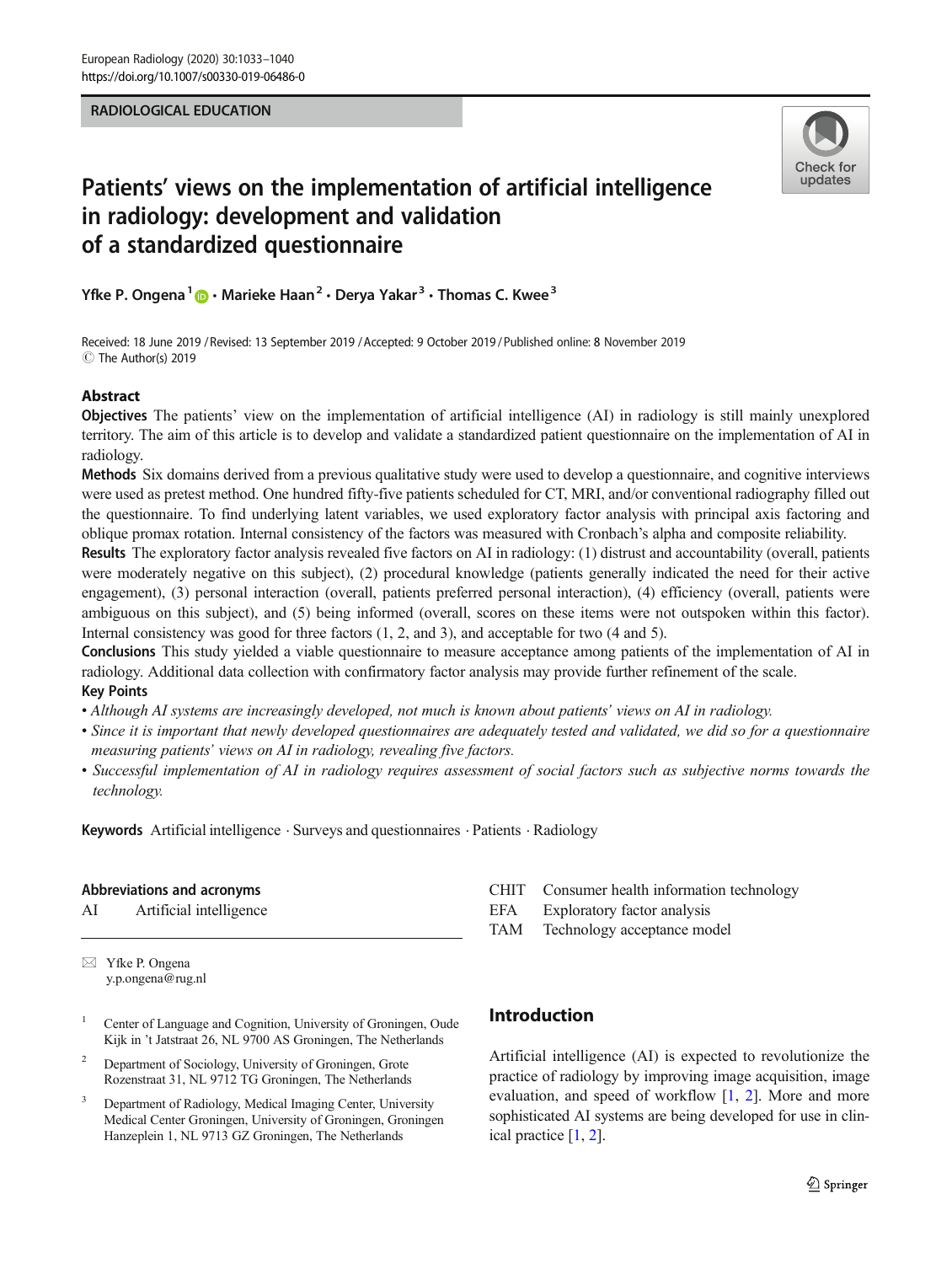RADIOLOGICAL EDUCATION

# Patients' views on the implementation of artificial intelligence in radiology: development and validation of a standardized questionnaire

Yfke P. Ongena[1] · Marieke Haan[2] · Derya Yakar[3] · Thomas C. Kwee[3]

Received: 18 June 2019 / Revised: 13 September 2019 / Accepted: 9 October 2019 / Published online: 8 November 2019
© The Author(s) 2019

## Abstract

**Objectives** The patients' view on the implementation of artificial intelligence (AI) in radiology is still mainly unexplored territory. The aim of this article is to develop and validate a standardized patient questionnaire on the implementation of AI in radiology.

**Methods** Six domains derived from a previous qualitative study were used to develop a questionnaire, and cognitive interviews were used as pretest method. One hundred fifty-five patients scheduled for CT, MRI, and/or conventional radiography filled out the questionnaire. To find underlying latent variables, we used exploratory factor analysis with principal axis factoring and oblique promax rotation. Internal consistency of the factors was measured with Cronbach's alpha and composite reliability.

**Results** The exploratory factor analysis revealed five factors on AI in radiology: (1) distrust and accountability (overall, patients were moderately negative on this subject), (2) procedural knowledge (patients generally indicated the need for their active engagement), (3) personal interaction (overall, patients preferred personal interaction), (4) efficiency (overall, patients were ambiguous on this subject), and (5) being informed (overall, scores on these items were not outspoken within this factor). Internal consistency was good for three factors (1, 2, and 3), and acceptable for two (4 and 5).

**Conclusions** This study yielded a viable questionnaire to measure acceptance among patients of the implementation of AI in radiology. Additional data collection with confirmatory factor analysis may provide further refinement of the scale.

**Key Points**

- *Although AI systems are increasingly developed, not much is known about patients' views on AI in radiology.*
- *Since it is important that newly developed questionnaires are adequately tested and validated, we did so for a questionnaire measuring patients' views on AI in radiology, revealing five factors.*
- *Successful implementation of AI in radiology requires assessment of social factors such as subjective norms towards the technology.*

**Keywords** Artificial intelligence · Surveys and questionnaires · Patients · Radiology

**Abbreviations and acronyms**

| | |
|---|---|
| AI | Artificial intelligence |
| CHIT | Consumer health information technology |
| EFA | Exploratory factor analysis |
| TAM | Technology acceptance model |

✉ Yfke P. Ongena
y.p.ongena@rug.nl

[1] Center of Language and Cognition, University of Groningen, Oude Kijk in 't Jatstraat 26, NL 9700 AS Groningen, The Netherlands

[2] Department of Sociology, University of Groningen, Grote Rozenstraat 31, NL 9712 TG Groningen, The Netherlands

[3] Department of Radiology, Medical Imaging Center, University Medical Center Groningen, University of Groningen, Groningen Hanzeplein 1, NL 9713 GZ Groningen, The Netherlands

## Introduction

Artificial intelligence (AI) is expected to revolutionize the practice of radiology by improving image acquisition, image evaluation, and speed of workflow [1, 2]. More and more sophisticated AI systems are being developed for use in clinical practice [1, 2].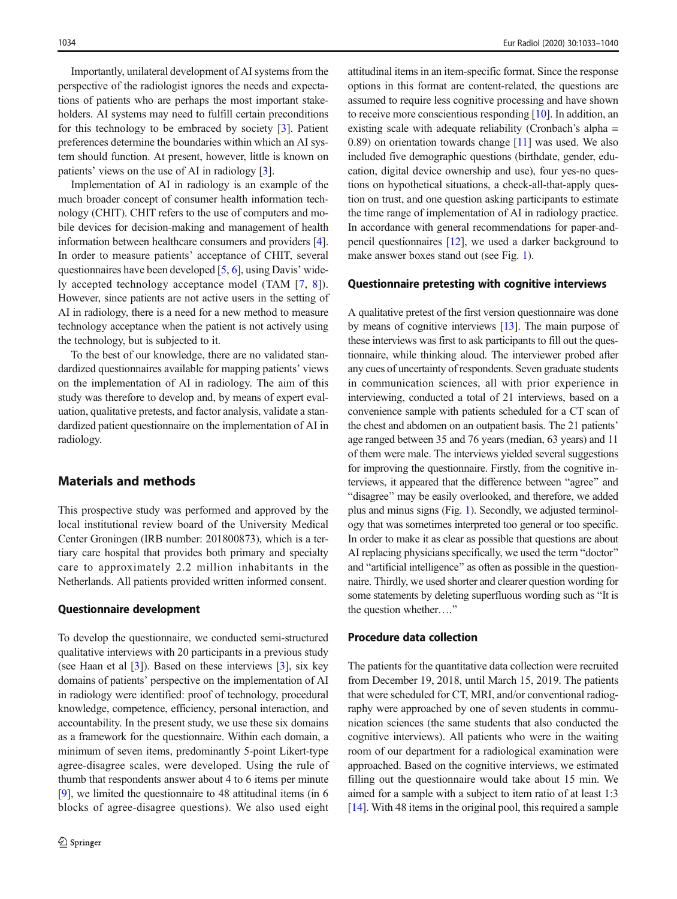Importantly, unilateral development of AI systems from the perspective of the radiologist ignores the needs and expectations of patients who are perhaps the most important stakeholders. AI systems may need to fulfill certain preconditions for this technology to be embraced by society [3]. Patient preferences determine the boundaries within which an AI system should function. At present, however, little is known on patients' views on the use of AI in radiology [3].

Implementation of AI in radiology is an example of the much broader concept of consumer health information technology (CHIT). CHIT refers to the use of computers and mobile devices for decision-making and management of health information between healthcare consumers and providers [4]. In order to measure patients' acceptance of CHIT, several questionnaires have been developed [5, 6], using Davis' widely accepted technology acceptance model (TAM [7, 8]). However, since patients are not active users in the setting of AI in radiology, there is a need for a new method to measure technology acceptance when the patient is not actively using the technology, but is subjected to it.

To the best of our knowledge, there are no validated standardized questionnaires available for mapping patients' views on the implementation of AI in radiology. The aim of this study was therefore to develop and, by means of expert evaluation, qualitative pretests, and factor analysis, validate a standardized patient questionnaire on the implementation of AI in radiology.

## Materials and methods

This prospective study was performed and approved by the local institutional review board of the University Medical Center Groningen (IRB number: 201800873), which is a tertiary care hospital that provides both primary and specialty care to approximately 2.2 million inhabitants in the Netherlands. All patients provided written informed consent.

### Questionnaire development

To develop the questionnaire, we conducted semi-structured qualitative interviews with 20 participants in a previous study (see Haan et al [3]). Based on these interviews [3], six key domains of patients' perspective on the implementation of AI in radiology were identified: proof of technology, procedural knowledge, competence, efficiency, personal interaction, and accountability. In the present study, we use these six domains as a framework for the questionnaire. Within each domain, a minimum of seven items, predominantly 5-point Likert-type agree-disagree scales, were developed. Using the rule of thumb that respondents answer about 4 to 6 items per minute [9], we limited the questionnaire to 48 attitudinal items (in 6 blocks of agree-disagree questions). We also used eight attitudinal items in an item-specific format. Since the response options in this format are content-related, the questions are assumed to require less cognitive processing and have shown to receive more conscientious responding [10]. In addition, an existing scale with adequate reliability (Cronbach's alpha = 0.89) on orientation towards change [11] was used. We also included five demographic questions (birthdate, gender, education, digital device ownership and use), four yes-no questions on hypothetical situations, a check-all-that-apply question on trust, and one question asking participants to estimate the time range of implementation of AI in radiology practice. In accordance with general recommendations for paper-and-pencil questionnaires [12], we used a darker background to make answer boxes stand out (see Fig. 1).

### Questionnaire pretesting with cognitive interviews

A qualitative pretest of the first version questionnaire was done by means of cognitive interviews [13]. The main purpose of these interviews was first to ask participants to fill out the questionnaire, while thinking aloud. The interviewer probed after any cues of uncertainty of respondents. Seven graduate students in communication sciences, all with prior experience in interviewing, conducted a total of 21 interviews, based on a convenience sample with patients scheduled for a CT scan of the chest and abdomen on an outpatient basis. The 21 patients' age ranged between 35 and 76 years (median, 63 years) and 11 of them were male. The interviews yielded several suggestions for improving the questionnaire. Firstly, from the cognitive interviews, it appeared that the difference between "agree" and "disagree" may be easily overlooked, and therefore, we added plus and minus signs (Fig. 1). Secondly, we adjusted terminology that was sometimes interpreted too general or too specific. In order to make it as clear as possible that questions are about AI replacing physicians specifically, we used the term "doctor" and "artificial intelligence" as often as possible in the questionnaire. Thirdly, we used shorter and clearer question wording for some statements by deleting superfluous wording such as "It is the question whether…."

### Procedure data collection

The patients for the quantitative data collection were recruited from December 19, 2018, until March 15, 2019. The patients that were scheduled for CT, MRI, and/or conventional radiography were approached by one of seven students in communication sciences (the same students that also conducted the cognitive interviews). All patients who were in the waiting room of our department for a radiological examination were approached. Based on the cognitive interviews, we estimated filling out the questionnaire would take about 15 min. We aimed for a sample with a subject to item ratio of at least 1:3 [14]. With 48 items in the original pool, this required a sample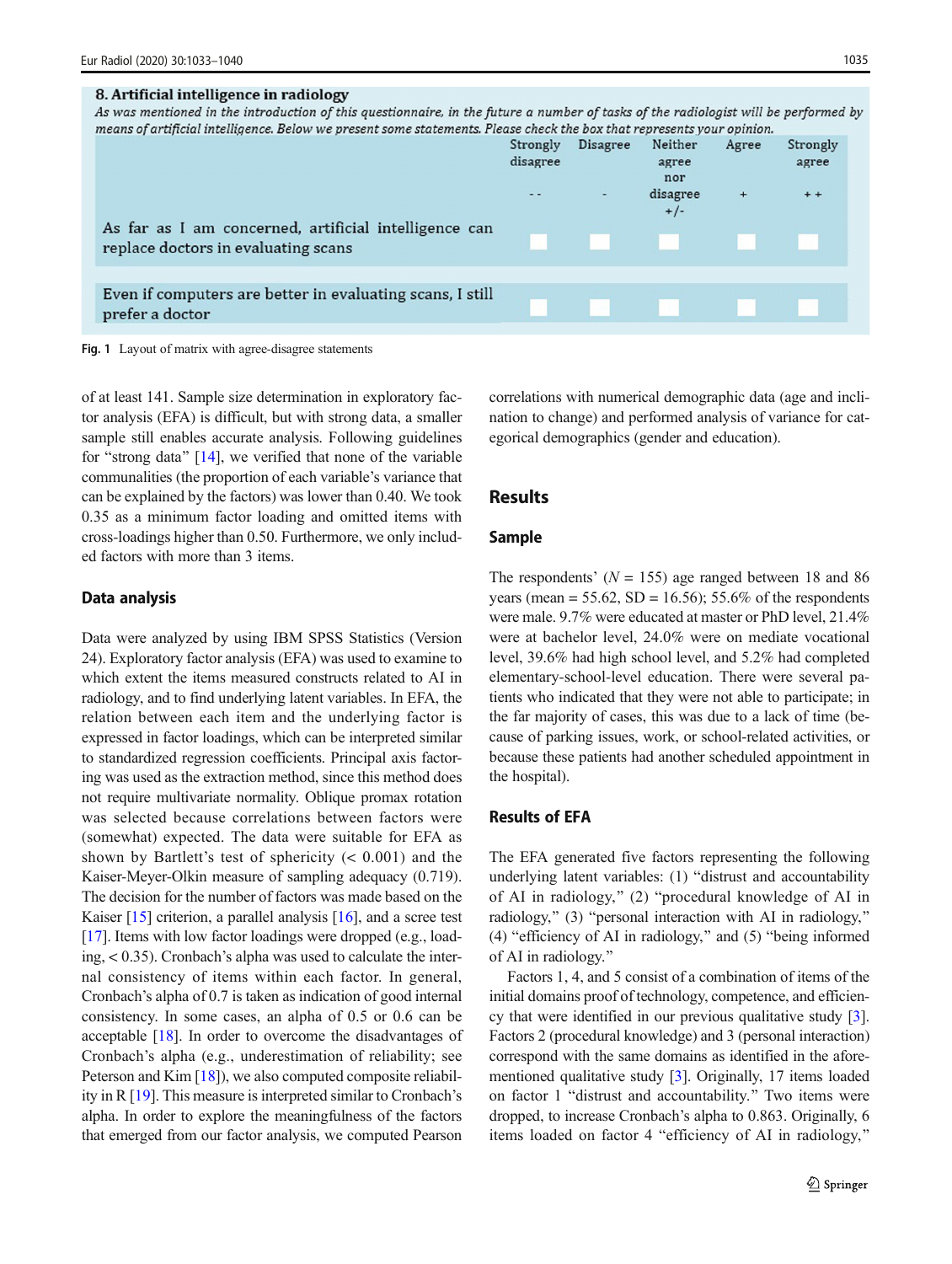**8. Artificial intelligence in radiology**

*As was mentioned in the introduction of this questionnaire, in the future a number of tasks of the radiologist will be performed by means of artificial intelligence. Below we present some statements. Please check the box that represents your opinion.*

| | Strongly disagree -- | Disagree - | Neither agree nor disagree +/- | Agree + | Strongly agree ++ |
|---|---|---|---|---|---|
| As far as I am concerned, artificial intelligence can replace doctors in evaluating scans | | | | | |
| Even if computers are better in evaluating scans, I still prefer a doctor | | | | | |

**Fig. 1** Layout of matrix with agree-disagree statements

of at least 141. Sample size determination in exploratory factor analysis (EFA) is difficult, but with strong data, a smaller sample still enables accurate analysis. Following guidelines for "strong data" [14], we verified that none of the variable communalities (the proportion of each variable's variance that can be explained by the factors) was lower than 0.40. We took 0.35 as a minimum factor loading and omitted items with cross-loadings higher than 0.50. Furthermore, we only included factors with more than 3 items.

## Data analysis

Data were analyzed by using IBM SPSS Statistics (Version 24). Exploratory factor analysis (EFA) was used to examine to which extent the items measured constructs related to AI in radiology, and to find underlying latent variables. In EFA, the relation between each item and the underlying factor is expressed in factor loadings, which can be interpreted similar to standardized regression coefficients. Principal axis factoring was used as the extraction method, since this method does not require multivariate normality. Oblique promax rotation was selected because correlations between factors were (somewhat) expected. The data were suitable for EFA as shown by Bartlett's test of sphericity (< 0.001) and the Kaiser-Meyer-Olkin measure of sampling adequacy (0.719). The decision for the number of factors was made based on the Kaiser [15] criterion, a parallel analysis [16], and a scree test [17]. Items with low factor loadings were dropped (e.g., loading, < 0.35). Cronbach's alpha was used to calculate the internal consistency of items within each factor. In general, Cronbach's alpha of 0.7 is taken as indication of good internal consistency. In some cases, an alpha of 0.5 or 0.6 can be acceptable [18]. In order to overcome the disadvantages of Cronbach's alpha (e.g., underestimation of reliability; see Peterson and Kim [18]), we also computed composite reliability in R [19]. This measure is interpreted similar to Cronbach's alpha. In order to explore the meaningfulness of the factors that emerged from our factor analysis, we computed Pearson correlations with numerical demographic data (age and inclination to change) and performed analysis of variance for categorical demographics (gender and education).

# Results

## Sample

The respondents' ($N = 155$) age ranged between 18 and 86 years (mean = 55.62, SD = 16.56); 55.6% of the respondents were male. 9.7% were educated at master or PhD level, 21.4% were at bachelor level, 24.0% were on mediate vocational level, 39.6% had high school level, and 5.2% had completed elementary-school-level education. There were several patients who indicated that they were not able to participate; in the far majority of cases, this was due to a lack of time (because of parking issues, work, or school-related activities, or because these patients had another scheduled appointment in the hospital).

## Results of EFA

The EFA generated five factors representing the following underlying latent variables: (1) "distrust and accountability of AI in radiology," (2) "procedural knowledge of AI in radiology," (3) "personal interaction with AI in radiology," (4) "efficiency of AI in radiology," and (5) "being informed of AI in radiology."

Factors 1, 4, and 5 consist of a combination of items of the initial domains proof of technology, competence, and efficiency that were identified in our previous qualitative study [3]. Factors 2 (procedural knowledge) and 3 (personal interaction) correspond with the same domains as identified in the aforementioned qualitative study [3]. Originally, 17 items loaded on factor 1 "distrust and accountability." Two items were dropped, to increase Cronbach's alpha to 0.863. Originally, 6 items loaded on factor 4 "efficiency of AI in radiology,"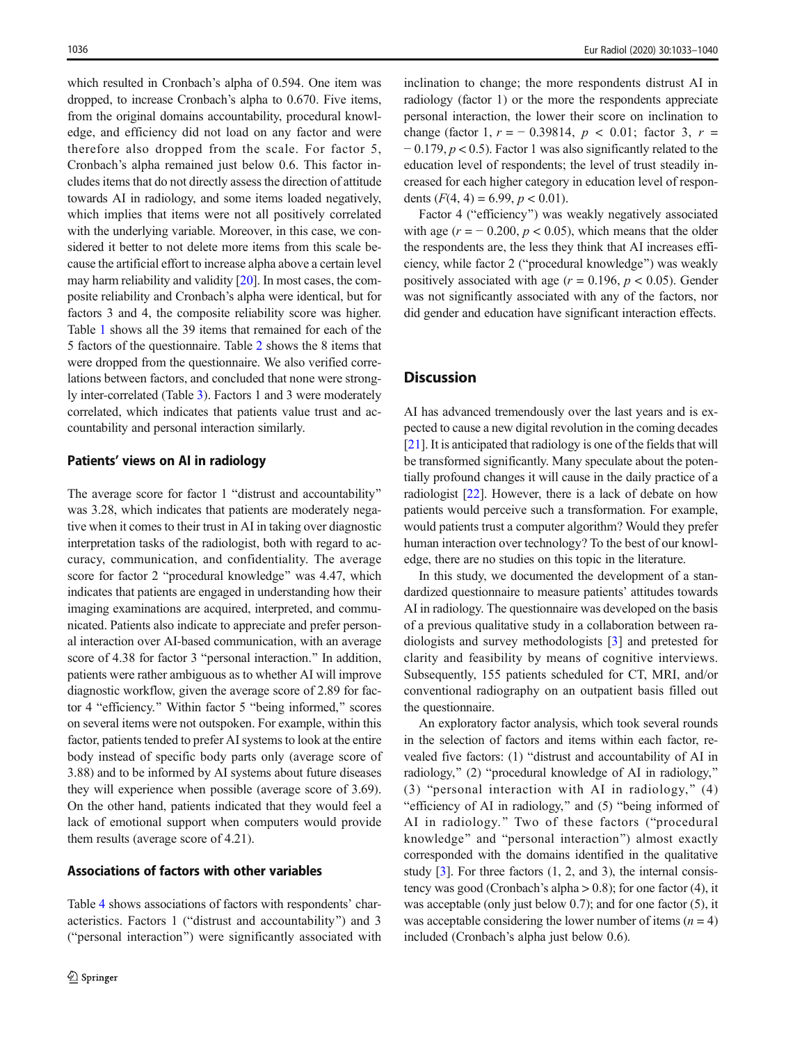which resulted in Cronbach's alpha of 0.594. One item was dropped, to increase Cronbach's alpha to 0.670. Five items, from the original domains accountability, procedural knowledge, and efficiency did not load on any factor and were therefore also dropped from the scale. For factor 5, Cronbach's alpha remained just below 0.6. This factor includes items that do not directly assess the direction of attitude towards AI in radiology, and some items loaded negatively, which implies that items were not all positively correlated with the underlying variable. Moreover, in this case, we considered it better to not delete more items from this scale because the artificial effort to increase alpha above a certain level may harm reliability and validity [20]. In most cases, the composite reliability and Cronbach's alpha were identical, but for factors 3 and 4, the composite reliability score was higher. Table 1 shows all the 39 items that remained for each of the 5 factors of the questionnaire. Table 2 shows the 8 items that were dropped from the questionnaire. We also verified correlations between factors, and concluded that none were strongly inter-correlated (Table 3). Factors 1 and 3 were moderately correlated, which indicates that patients value trust and accountability and personal interaction similarly.

### Patients' views on AI in radiology

The average score for factor 1 "distrust and accountability" was 3.28, which indicates that patients are moderately negative when it comes to their trust in AI in taking over diagnostic interpretation tasks of the radiologist, both with regard to accuracy, communication, and confidentiality. The average score for factor 2 "procedural knowledge" was 4.47, which indicates that patients are engaged in understanding how their imaging examinations are acquired, interpreted, and communicated. Patients also indicate to appreciate and prefer personal interaction over AI-based communication, with an average score of 4.38 for factor 3 "personal interaction." In addition, patients were rather ambiguous as to whether AI will improve diagnostic workflow, given the average score of 2.89 for factor 4 "efficiency." Within factor 5 "being informed," scores on several items were not outspoken. For example, within this factor, patients tended to prefer AI systems to look at the entire body instead of specific body parts only (average score of 3.88) and to be informed by AI systems about future diseases they will experience when possible (average score of 3.69). On the other hand, patients indicated that they would feel a lack of emotional support when computers would provide them results (average score of 4.21).

### Associations of factors with other variables

Table 4 shows associations of factors with respondents' characteristics. Factors 1 ("distrust and accountability") and 3 ("personal interaction") were significantly associated with inclination to change; the more respondents distrust AI in radiology (factor 1) or the more the respondents appreciate personal interaction, the lower their score on inclination to change (factor 1, $r = -0.39814$, $p < 0.01$; factor 3, $r = -0.179$, $p < 0.5$). Factor 1 was also significantly related to the education level of respondents; the level of trust steadily increased for each higher category in education level of respondents ($F(4, 4) = 6.99$, $p < 0.01$).

Factor 4 ("efficiency") was weakly negatively associated with age ($r = -0.200$, $p < 0.05$), which means that the older the respondents are, the less they think that AI increases efficiency, while factor 2 ("procedural knowledge") was weakly positively associated with age ($r = 0.196$, $p < 0.05$). Gender was not significantly associated with any of the factors, nor did gender and education have significant interaction effects.

## Discussion

AI has advanced tremendously over the last years and is expected to cause a new digital revolution in the coming decades [21]. It is anticipated that radiology is one of the fields that will be transformed significantly. Many speculate about the potentially profound changes it will cause in the daily practice of a radiologist [22]. However, there is a lack of debate on how patients would perceive such a transformation. For example, would patients trust a computer algorithm? Would they prefer human interaction over technology? To the best of our knowledge, there are no studies on this topic in the literature.

In this study, we documented the development of a standardized questionnaire to measure patients' attitudes towards AI in radiology. The questionnaire was developed on the basis of a previous qualitative study in a collaboration between radiologists and survey methodologists [3] and pretested for clarity and feasibility by means of cognitive interviews. Subsequently, 155 patients scheduled for CT, MRI, and/or conventional radiography on an outpatient basis filled out the questionnaire.

An exploratory factor analysis, which took several rounds in the selection of factors and items within each factor, revealed five factors: (1) "distrust and accountability of AI in radiology," (2) "procedural knowledge of AI in radiology," (3) "personal interaction with AI in radiology," (4) "efficiency of AI in radiology," and (5) "being informed of AI in radiology." Two of these factors ("procedural knowledge" and "personal interaction") almost exactly corresponded with the domains identified in the qualitative study [3]. For three factors (1, 2, and 3), the internal consistency was good (Cronbach's alpha > 0.8); for one factor (4), it was acceptable (only just below 0.7); and for one factor (5), it was acceptable considering the lower number of items ($n = 4$) included (Cronbach's alpha just below 0.6).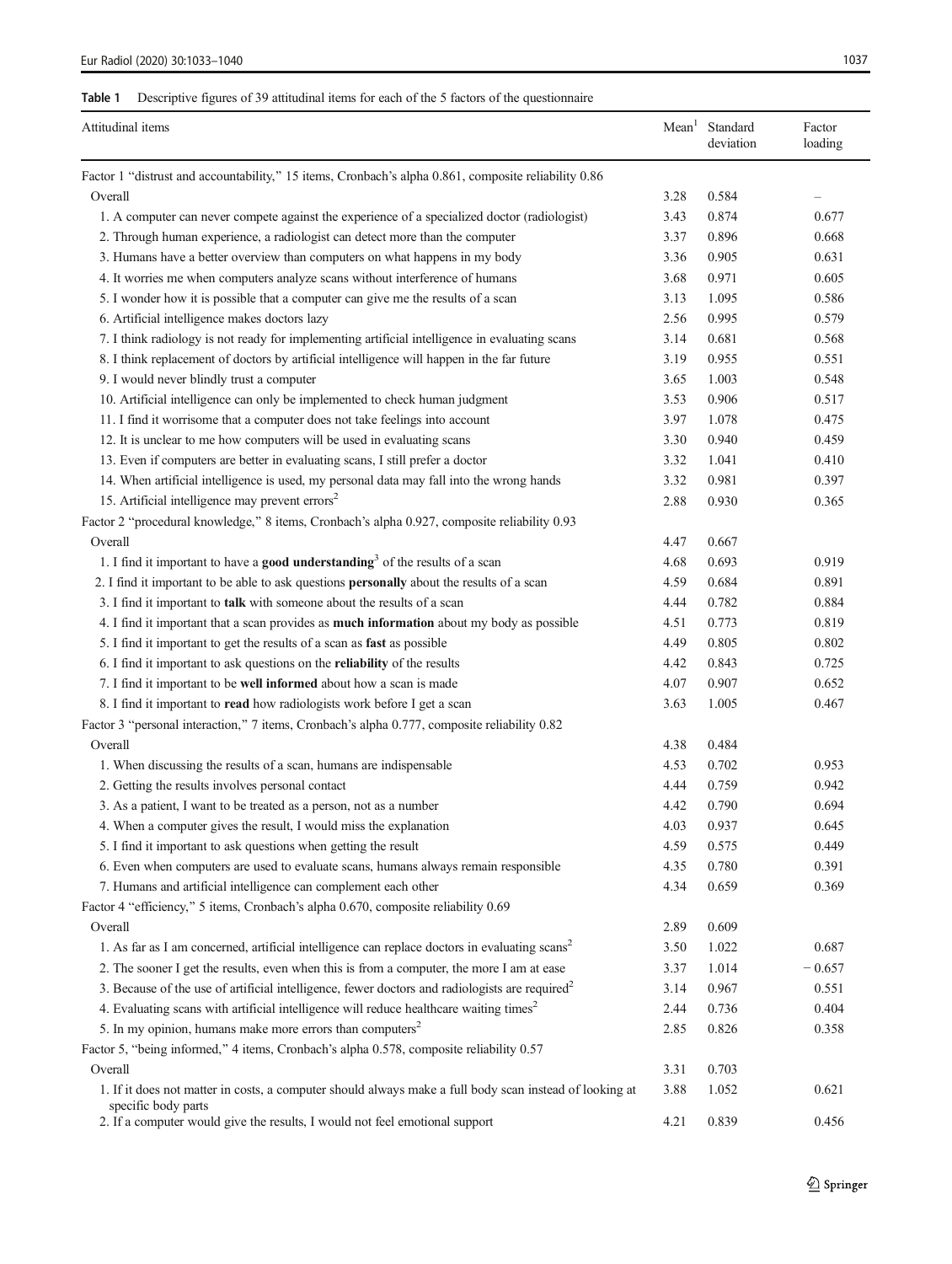**Table 1** Descriptive figures of 39 attitudinal items for each of the 5 factors of the questionnaire

| Attitudinal items | Mean[1] | Standard deviation | Factor loading |
|---|---|---|---|
| Factor 1 "distrust and accountability," 15 items, Cronbach's alpha 0.861, composite reliability 0.86 | | | |
| Overall | 3.28 | 0.584 | – |
| 1. A computer can never compete against the experience of a specialized doctor (radiologist) | 3.43 | 0.874 | 0.677 |
| 2. Through human experience, a radiologist can detect more than the computer | 3.37 | 0.896 | 0.668 |
| 3. Humans have a better overview than computers on what happens in my body | 3.36 | 0.905 | 0.631 |
| 4. It worries me when computers analyze scans without interference of humans | 3.68 | 0.971 | 0.605 |
| 5. I wonder how it is possible that a computer can give me the results of a scan | 3.13 | 1.095 | 0.586 |
| 6. Artificial intelligence makes doctors lazy | 2.56 | 0.995 | 0.579 |
| 7. I think radiology is not ready for implementing artificial intelligence in evaluating scans | 3.14 | 0.681 | 0.568 |
| 8. I think replacement of doctors by artificial intelligence will happen in the far future | 3.19 | 0.955 | 0.551 |
| 9. I would never blindly trust a computer | 3.65 | 1.003 | 0.548 |
| 10. Artificial intelligence can only be implemented to check human judgment | 3.53 | 0.906 | 0.517 |
| 11. I find it worrisome that a computer does not take feelings into account | 3.97 | 1.078 | 0.475 |
| 12. It is unclear to me how computers will be used in evaluating scans | 3.30 | 0.940 | 0.459 |
| 13. Even if computers are better in evaluating scans, I still prefer a doctor | 3.32 | 1.041 | 0.410 |
| 14. When artificial intelligence is used, my personal data may fall into the wrong hands | 3.32 | 0.981 | 0.397 |
| 15. Artificial intelligence may prevent errors[2] | 2.88 | 0.930 | 0.365 |
| Factor 2 "procedural knowledge," 8 items, Cronbach's alpha 0.927, composite reliability 0.93 | | | |
| Overall | 4.47 | 0.667 | |
| 1. I find it important to have a **good understanding**[3] of the results of a scan | 4.68 | 0.693 | 0.919 |
| 2. I find it important to be able to ask questions **personally** about the results of a scan | 4.59 | 0.684 | 0.891 |
| 3. I find it important to **talk** with someone about the results of a scan | 4.44 | 0.782 | 0.884 |
| 4. I find it important that a scan provides as **much information** about my body as possible | 4.51 | 0.773 | 0.819 |
| 5. I find it important to get the results of a scan as **fast** as possible | 4.49 | 0.805 | 0.802 |
| 6. I find it important to ask questions on the **reliability** of the results | 4.42 | 0.843 | 0.725 |
| 7. I find it important to be **well informed** about how a scan is made | 4.07 | 0.907 | 0.652 |
| 8. I find it important to **read** how radiologists work before I get a scan | 3.63 | 1.005 | 0.467 |
| Factor 3 "personal interaction," 7 items, Cronbach's alpha 0.777, composite reliability 0.82 | | | |
| Overall | 4.38 | 0.484 | |
| 1. When discussing the results of a scan, humans are indispensable | 4.53 | 0.702 | 0.953 |
| 2. Getting the results involves personal contact | 4.44 | 0.759 | 0.942 |
| 3. As a patient, I want to be treated as a person, not as a number | 4.42 | 0.790 | 0.694 |
| 4. When a computer gives the result, I would miss the explanation | 4.03 | 0.937 | 0.645 |
| 5. I find it important to ask questions when getting the result | 4.59 | 0.575 | 0.449 |
| 6. Even when computers are used to evaluate scans, humans always remain responsible | 4.35 | 0.780 | 0.391 |
| 7. Humans and artificial intelligence can complement each other | 4.34 | 0.659 | 0.369 |
| Factor 4 "efficiency," 5 items, Cronbach's alpha 0.670, composite reliability 0.69 | | | |
| Overall | 2.89 | 0.609 | |
| 1. As far as I am concerned, artificial intelligence can replace doctors in evaluating scans[2] | 3.50 | 1.022 | 0.687 |
| 2. The sooner I get the results, even when this is from a computer, the more I am at ease | 3.37 | 1.014 | − 0.657 |
| 3. Because of the use of artificial intelligence, fewer doctors and radiologists are required[2] | 3.14 | 0.967 | 0.551 |
| 4. Evaluating scans with artificial intelligence will reduce healthcare waiting times[2] | 2.44 | 0.736 | 0.404 |
| 5. In my opinion, humans make more errors than computers[2] | 2.85 | 0.826 | 0.358 |
| Factor 5, "being informed," 4 items, Cronbach's alpha 0.578, composite reliability 0.57 | | | |
| Overall | 3.31 | 0.703 | |
| 1. If it does not matter in costs, a computer should always make a full body scan instead of looking at specific body parts | 3.88 | 1.052 | 0.621 |
| 2. If a computer would give the results, I would not feel emotional support | 4.21 | 0.839 | 0.456 |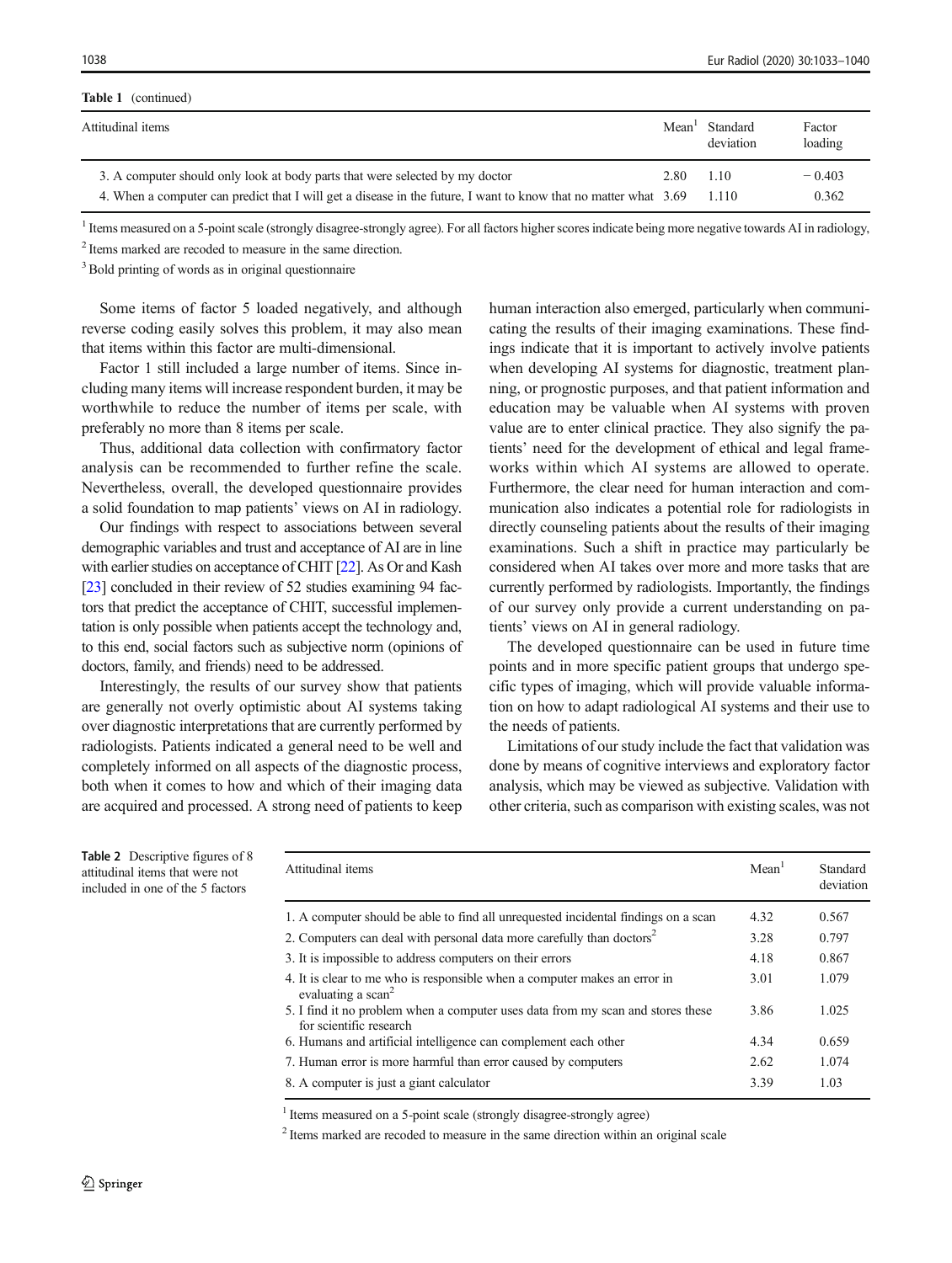**Table 1** (continued)

| Attitudinal items | Mean[1] | Standard deviation | Factor loading |
|---|---|---|---|
| 3. A computer should only look at body parts that were selected by my doctor | 2.80 | 1.10 | − 0.403 |
| 4. When a computer can predict that I will get a disease in the future, I want to know that no matter what | 3.69 | 1.110 | 0.362 |

[1] Items measured on a 5-point scale (strongly disagree-strongly agree). For all factors higher scores indicate being more negative towards AI in radiology,

[2] Items marked are recoded to measure in the same direction.

[3] Bold printing of words as in original questionnaire

Some items of factor 5 loaded negatively, and although reverse coding easily solves this problem, it may also mean that items within this factor are multi-dimensional.

Factor 1 still included a large number of items. Since including many items will increase respondent burden, it may be worthwhile to reduce the number of items per scale, with preferably no more than 8 items per scale.

Thus, additional data collection with confirmatory factor analysis can be recommended to further refine the scale. Nevertheless, overall, the developed questionnaire provides a solid foundation to map patients' views on AI in radiology.

Our findings with respect to associations between several demographic variables and trust and acceptance of AI are in line with earlier studies on acceptance of CHIT [22]. As Or and Kash [23] concluded in their review of 52 studies examining 94 factors that predict the acceptance of CHIT, successful implementation is only possible when patients accept the technology and, to this end, social factors such as subjective norm (opinions of doctors, family, and friends) need to be addressed.

Interestingly, the results of our survey show that patients are generally not overly optimistic about AI systems taking over diagnostic interpretations that are currently performed by radiologists. Patients indicated a general need to be well and completely informed on all aspects of the diagnostic process, both when it comes to how and which of their imaging data are acquired and processed. A strong need of patients to keep human interaction also emerged, particularly when communicating the results of their imaging examinations. These findings indicate that it is important to actively involve patients when developing AI systems for diagnostic, treatment planning, or prognostic purposes, and that patient information and education may be valuable when AI systems with proven value are to enter clinical practice. They also signify the patients' need for the development of ethical and legal frameworks within which AI systems are allowed to operate. Furthermore, the clear need for human interaction and communication also indicates a potential role for radiologists in directly counseling patients about the results of their imaging examinations. Such a shift in practice may particularly be considered when AI takes over more and more tasks that are currently performed by radiologists. Importantly, the findings of our survey only provide a current understanding on patients' views on AI in general radiology.

The developed questionnaire can be used in future time points and in more specific patient groups that undergo specific types of imaging, which will provide valuable information on how to adapt radiological AI systems and their use to the needs of patients.

Limitations of our study include the fact that validation was done by means of cognitive interviews and exploratory factor analysis, which may be viewed as subjective. Validation with other criteria, such as comparison with existing scales, was not

**Table 2** Descriptive figures of 8 attitudinal items that were not included in one of the 5 factors

| Attitudinal items | Mean[1] | Standard deviation |
|---|---|---|
| 1. A computer should be able to find all unrequested incidental findings on a scan | 4.32 | 0.567 |
| 2. Computers can deal with personal data more carefully than doctors[2] | 3.28 | 0.797 |
| 3. It is impossible to address computers on their errors | 4.18 | 0.867 |
| 4. It is clear to me who is responsible when a computer makes an error in evaluating a scan[2] | 3.01 | 1.079 |
| 5. I find it no problem when a computer uses data from my scan and stores these for scientific research | 3.86 | 1.025 |
| 6. Humans and artificial intelligence can complement each other | 4.34 | 0.659 |
| 7. Human error is more harmful than error caused by computers | 2.62 | 1.074 |
| 8. A computer is just a giant calculator | 3.39 | 1.03 |

[1] Items measured on a 5-point scale (strongly disagree-strongly agree)

[2] Items marked are recoded to measure in the same direction within an original scale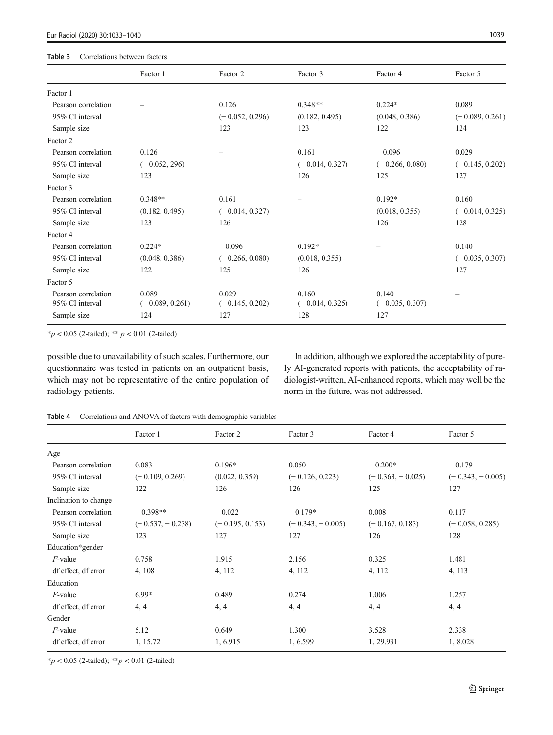**Table 3** Correlations between factors

| | Factor 1 | Factor 2 | Factor 3 | Factor 4 | Factor 5 |
|---|---|---|---|---|---|
| Factor 1 | | | | | |
| Pearson correlation | – | 0.126 | 0.348** | 0.224* | 0.089 |
| 95% CI interval | | (− 0.052, 0.296) | (0.182, 0.495) | (0.048, 0.386) | (− 0.089, 0.261) |
| Sample size | | 123 | 123 | 122 | 124 |
| Factor 2 | | | | | |
| Pearson correlation | 0.126 | – | 0.161 | − 0.096 | 0.029 |
| 95% CI interval | (− 0.052, 296) | | (− 0.014, 0.327) | (− 0.266, 0.080) | (− 0.145, 0.202) |
| Sample size | 123 | | 126 | 125 | 127 |
| Factor 3 | | | | | |
| Pearson correlation | 0.348** | 0.161 | – | 0.192* | 0.160 |
| 95% CI interval | (0.182, 0.495) | (− 0.014, 0.327) | | (0.018, 0.355) | (− 0.014, 0.325) |
| Sample size | 123 | 126 | | 126 | 128 |
| Factor 4 | | | | | |
| Pearson correlation | 0.224* | − 0.096 | 0.192* | – | 0.140 |
| 95% CI interval | (0.048, 0.386) | (− 0.266, 0.080) | (0.018, 0.355) | | (− 0.035, 0.307) |
| Sample size | 122 | 125 | 126 | | 127 |
| Factor 5 | | | | | |
| Pearson correlation | 0.089 | 0.029 | 0.160 | 0.140 | – |
| 95% CI interval | (− 0.089, 0.261) | (− 0.145, 0.202) | (− 0.014, 0.325) | (− 0.035, 0.307) | |
| Sample size | 124 | 127 | 128 | 127 | |

*$p < 0.05$ (2-tailed); ** $p < 0.01$ (2-tailed)

possible due to unavailability of such scales. Furthermore, our questionnaire was tested in patients on an outpatient basis, which may not be representative of the entire population of radiology patients.

In addition, although we explored the acceptability of purely AI-generated reports with patients, the acceptability of radiologist-written, AI-enhanced reports, which may well be the norm in the future, was not addressed.

**Table 4** Correlations and ANOVA of factors with demographic variables

| | Factor 1 | Factor 2 | Factor 3 | Factor 4 | Factor 5 |
|---|---|---|---|---|---|
| Age | | | | | |
| Pearson correlation | 0.083 | 0.196* | 0.050 | − 0.200* | − 0.179 |
| 95% CI interval | (− 0.109, 0.269) | (0.022, 0.359) | (− 0.126, 0.223) | (− 0.363, − 0.025) | (− 0.343, − 0.005) |
| Sample size | 122 | 126 | 126 | 125 | 127 |
| Inclination to change | | | | | |
| Pearson correlation | − 0.398** | − 0.022 | − 0.179* | 0.008 | 0.117 |
| 95% CI interval | (− 0.537, − 0.238) | (− 0.195, 0.153) | (− 0.343, − 0.005) | (− 0.167, 0.183) | (− 0.058, 0.285) |
| Sample size | 123 | 127 | 127 | 126 | 128 |
| Education*gender | | | | | |
| *F*-value | 0.758 | 1.915 | 2.156 | 0.325 | 1.481 |
| df effect, df error | 4, 108 | 4, 112 | 4, 112 | 4, 112 | 4, 113 |
| Education | | | | | |
| *F*-value | 6.99* | 0.489 | 0.274 | 1.006 | 1.257 |
| df effect, df error | 4, 4 | 4, 4 | 4, 4 | 4, 4 | 4, 4 |
| Gender | | | | | |
| *F*-value | 5.12 | 0.649 | 1.300 | 3.528 | 2.338 |
| df effect, df error | 1, 15.72 | 1, 6.915 | 1, 6.599 | 1, 29.931 | 1, 8.028 |

*$p < 0.05$ (2-tailed); **$p < 0.01$ (2-tailed)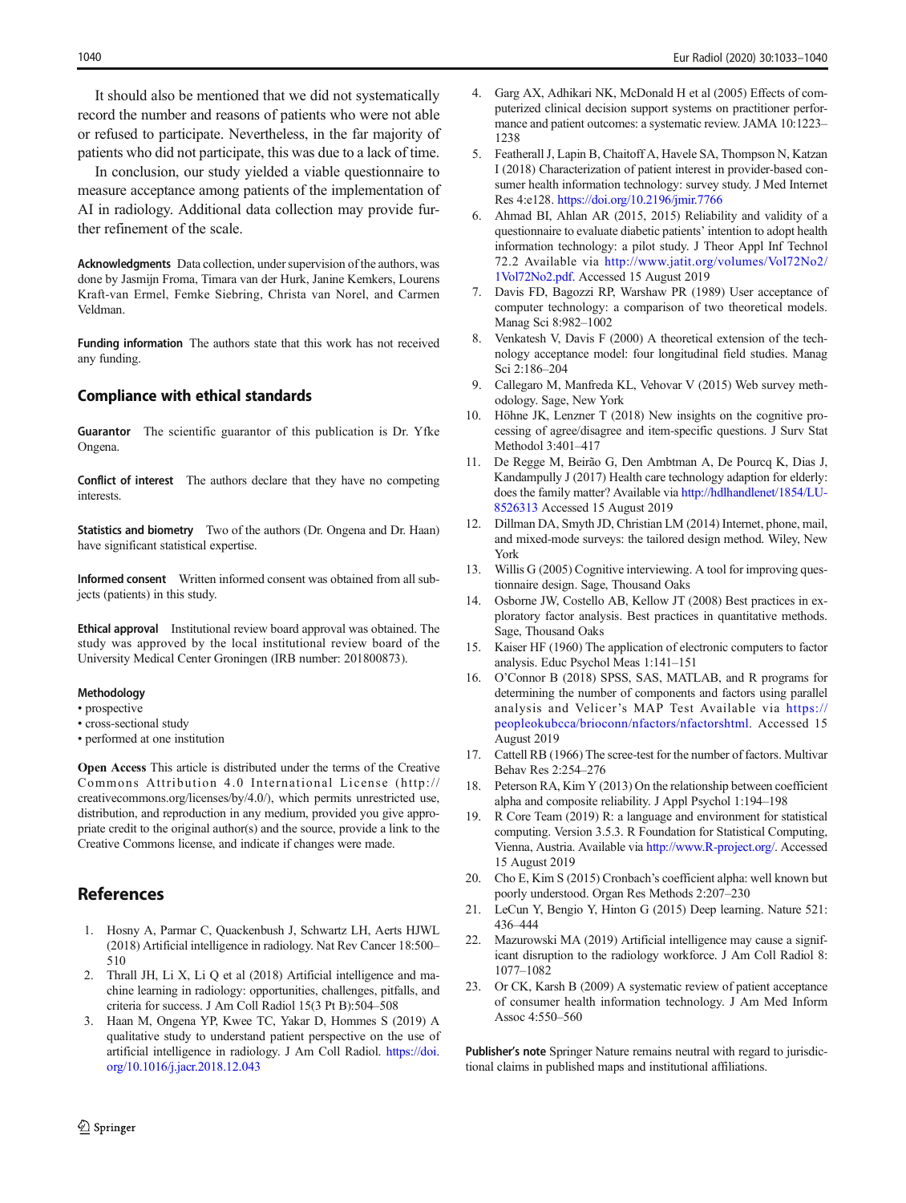It should also be mentioned that we did not systematically record the number and reasons of patients who were not able or refused to participate. Nevertheless, in the far majority of patients who did not participate, this was due to a lack of time.

In conclusion, our study yielded a viable questionnaire to measure acceptance among patients of the implementation of AI in radiology. Additional data collection may provide further refinement of the scale.

**Acknowledgments** Data collection, under supervision of the authors, was done by Jasmijn Froma, Timara van der Hurk, Janine Kemkers, Lourens Kraft-van Ermel, Femke Siebring, Christa van Norel, and Carmen Veldman.

**Funding information** The authors state that this work has not received any funding.

## Compliance with ethical standards

**Guarantor** The scientific guarantor of this publication is Dr. Yfke Ongena.

**Conflict of interest** The authors declare that they have no competing interests.

**Statistics and biometry** Two of the authors (Dr. Ongena and Dr. Haan) have significant statistical expertise.

**Informed consent** Written informed consent was obtained from all subjects (patients) in this study.

**Ethical approval** Institutional review board approval was obtained. The study was approved by the local institutional review board of the University Medical Center Groningen (IRB number: 201800873).

**Methodology**

- prospective
- cross-sectional study
- performed at one institution

**Open Access** This article is distributed under the terms of the Creative Commons Attribution 4.0 International License (http://creativecommons.org/licenses/by/4.0/), which permits unrestricted use, distribution, and reproduction in any medium, provided you give appropriate credit to the original author(s) and the source, provide a link to the Creative Commons license, and indicate if changes were made.

## References

1. Hosny A, Parmar C, Quackenbush J, Schwartz LH, Aerts HJWL (2018) Artificial intelligence in radiology. Nat Rev Cancer 18:500–510
2. Thrall JH, Li X, Li Q et al (2018) Artificial intelligence and machine learning in radiology: opportunities, challenges, pitfalls, and criteria for success. J Am Coll Radiol 15(3 Pt B):504–508
3. Haan M, Ongena YP, Kwee TC, Yakar D, Hommes S (2019) A qualitative study to understand patient perspective on the use of artificial intelligence in radiology. J Am Coll Radiol. https://doi.org/10.1016/j.jacr.2018.12.043
4. Garg AX, Adhikari NK, McDonald H et al (2005) Effects of computerized clinical decision support systems on practitioner performance and patient outcomes: a systematic review. JAMA 10:1223–1238
5. Featherall J, Lapin B, Chaitoff A, Havele SA, Thompson N, Katzan I (2018) Characterization of patient interest in provider-based consumer health information technology: survey study. J Med Internet Res 4:e128. https://doi.org/10.2196/jmir.7766
6. Ahmad BI, Ahlan AR (2015, 2015) Reliability and validity of a questionnaire to evaluate diabetic patients' intention to adopt health information technology: a pilot study. J Theor Appl Inf Technol 72.2 Available via http://www.jatit.org/volumes/Vol72No2/1Vol72No2.pdf. Accessed 15 August 2019
7. Davis FD, Bagozzi RP, Warshaw PR (1989) User acceptance of computer technology: a comparison of two theoretical models. Manag Sci 8:982–1002
8. Venkatesh V, Davis F (2000) A theoretical extension of the technology acceptance model: four longitudinal field studies. Manag Sci 2:186–204
9. Callegaro M, Manfreda KL, Vehovar V (2015) Web survey methodology. Sage, New York
10. Höhne JK, Lenzner T (2018) New insights on the cognitive processing of agree/disagree and item-specific questions. J Surv Stat Methodol 3:401–417
11. De Regge M, Beirão G, Den Ambtman A, De Pourcq K, Dias J, Kandampully J (2017) Health care technology adaption for elderly: does the family matter? Available via http://hdlhandlenet/1854/LU-8526313 Accessed 15 August 2019
12. Dillman DA, Smyth JD, Christian LM (2014) Internet, phone, mail, and mixed-mode surveys: the tailored design method. Wiley, New York
13. Willis G (2005) Cognitive interviewing. A tool for improving questionnaire design. Sage, Thousand Oaks
14. Osborne JW, Costello AB, Kellow JT (2008) Best practices in exploratory factor analysis. Best practices in quantitative methods. Sage, Thousand Oaks
15. Kaiser HF (1960) The application of electronic computers to factor analysis. Educ Psychol Meas 1:141–151
16. O'Connor B (2018) SPSS, SAS, MATLAB, and R programs for determining the number of components and factors using parallel analysis and Velicer's MAP Test Available via https://peopleokubcca/brioconn/nfactors/nfactorshtml. Accessed 15 August 2019
17. Cattell RB (1966) The scree-test for the number of factors. Multivar Behav Res 2:254–276
18. Peterson RA, Kim Y (2013) On the relationship between coefficient alpha and composite reliability. J Appl Psychol 1:194–198
19. R Core Team (2019) R: a language and environment for statistical computing. Version 3.5.3. R Foundation for Statistical Computing, Vienna, Austria. Available via http://www.R-project.org/. Accessed 15 August 2019
20. Cho E, Kim S (2015) Cronbach's coefficient alpha: well known but poorly understood. Organ Res Methods 2:207–230
21. LeCun Y, Bengio Y, Hinton G (2015) Deep learning. Nature 521:436–444
22. Mazurowski MA (2019) Artificial intelligence may cause a significant disruption to the radiology workforce. J Am Coll Radiol 8:1077–1082
23. Or CK, Karsh B (2009) A systematic review of patient acceptance of consumer health information technology. J Am Med Inform Assoc 4:550–560

**Publisher's note** Springer Nature remains neutral with regard to jurisdictional claims in published maps and institutional affiliations.